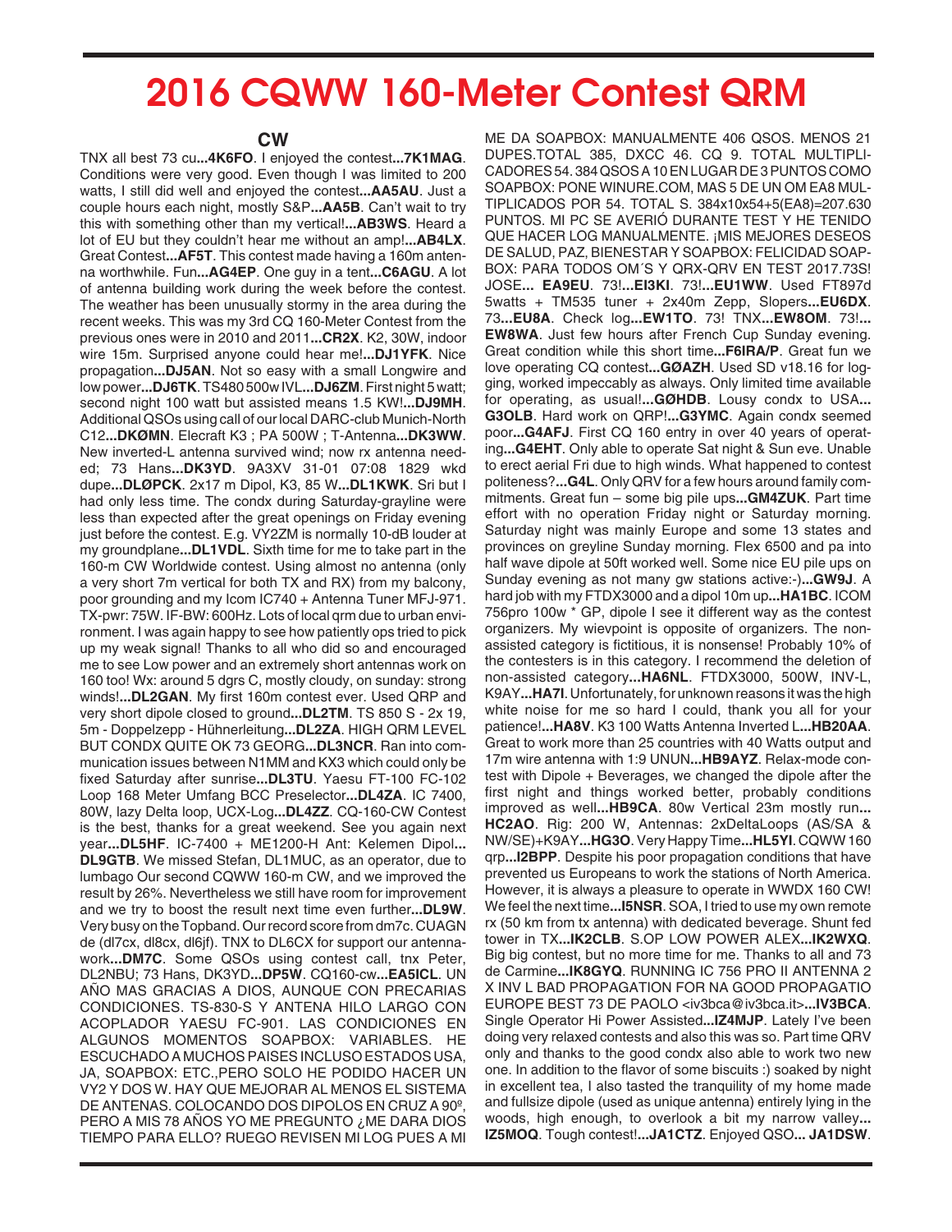# 2016 CQWW 160-Meter Contest QRM

## CW

TNX all best 73 cu...**4K6FO**. I enjoyed the contest...**7K1MAG**. Conditions were very good. Even though I was limited to 200 watts, I still did well and enjoyed the contest...**AA5AU**. Just a couple hours each night, mostly S&P...**AA5B**. Can't wait to try this with something other than my vertical!...**AB3WS**. Heard a lot of EU but they couldn't hear me without an amp!...**AB4LX**. Great Contest...**AF5T**. This contest made having a 160m antenna worthwhile. Fun...**AG4EP**. One guy in a tent...**C6AGU**. A lot of antenna building work during the week before the contest. The weather has been unusually stormy in the area during the recent weeks. This was my 3rd CQ 160-Meter Contest from the previous ones were in 2010 and 2011...**CR2X**. K2, 30W, indoor wire 15m. Surprised anyone could hear me!...**DJ1YFK**. Nice propagation...**DJ5AN**. Not so easy with a small Longwire and low power...**DJ6TK**. TS480 500w IVL...**DJ6ZM**. First night 5 watt; second night 100 watt but assisted means 1.5 KW!...**DJ9MH**. Additional QSOs using call of our local DARC-club Munich-North C12...**DKØMN**. Elecraft K3 ; PA 500W ; T-Antenna...**DK3WW**. New inverted-L antenna survived wind; now rx antenna needed; 73 Hans...**DK3YD**. 9A3XV 31-01 07:08 1829 wkd dupe...**DLØPCK**. 2x17 m Dipol, K3, 85 W...**DL1KWK**. Sri but I had only less time. The condx during Saturday-grayline were less than expected after the great openings on Friday evening just before the contest. E.g. VY2ZM is normally 10-dB louder at my groundplane...**DL1VDL**. Sixth time for me to take part in the 160-m CW Worldwide contest. Using almost no antenna (only a very short 7m vertical for both TX and RX) from my balcony, poor grounding and my Icom IC740 + Antenna Tuner MFJ-971. TX-pwr: 75W. IF-BW: 600Hz. Lots of local qrm due to urban environment. I was again happy to see how patiently ops tried to pick up my weak signal! Thanks to all who did so and encouraged me to see Low power and an extremely short antennas work on 160 too! Wx: around 5 dgrs C, mostly cloudy, on sunday: strong winds!...**DL2GAN**. My first 160m contest ever. Used QRP and very short dipole closed to ground...**DL2TM**. TS 850 S - 2x 19, 5m - Doppelzepp - Hühnerleitung...**DL2ZA**. HIGH QRM LEVEL BUT CONDX QUITE OK 73 GEORG...**DL3NCR**. Ran into communication issues between N1MM and KX3 which could only be fixed Saturday after sunrise...**DL3TU**. Yaesu FT-100 FC-102 Loop 168 Meter Umfang BCC Preselector...**DL4ZA**. IC 7400, 80W, lazy Delta loop, UCX-Log...**DL4ZZ**. CQ-160-CW Contest is the best, thanks for a great weekend. See you again next year...**DL5HF**. IC-7400 + ME1200-H Ant: Kelemen Dipol...**DL9GTB**. We missed Stefan, DL1MUC, as an operator, due to lumbago Our second CQWW 160-m CW, and we improved the result by 26%. Nevertheless we still have room for improvement and we try to boost the result next time even further...**DL9W**. Very busy on the Topband. Our record score from dm7c. CUAGN de (dl7cx, dl8cx, dl6jf). TNX to DL6CX for support our antennawork...**DM7C**. Some QSOs using contest call, tnx Peter, DL2NBU; 73 Hans, DK3YD...**DP5W**. CQ160-cw...**EA5ICL**. UN AÑO MAS GRACIAS A DIOS, AUNQUE CON PRECARIAS CONDICIONES. TS-830-S Y ANTENA HILO LARGO CON ACOPLADOR YAESU FC-901. LAS CONDICIONES EN ALGUNOS MOMENTOS SOAPBOX: VARIABLES. HE ESCUCHADO A MUCHOS PAISES INCLUSO ESTADOS USA, JA, SOAPBOX: ETC.,PERO SOLO HE PODIDO HACER UN VY2 Y DOS W. HAY QUE MEJORAR AL MENOS EL SISTEMA DE ANTENAS. COLOCANDO DOS DIPOLOS EN CRUZ A 90º, PERO A MIS 78 AÑOS YO ME PREGUNTO ¿ME DARA DIOS TIEMPO PARA ELLO? RUEGO REVISEN MI LOG PUES A MI ME DA SOAPBOX: MANUALMENTE 406 QSOS. MENOS 21 DUPES.TOTAL 385, DXCC 46. CQ 9. TOTAL MULTIPLICADORES 54. 384 QSOS A 10 EN LUGAR DE 3 PUNTOS COMO SOAPBOX: PONE WINURE.COM, MAS 5 DE UN OM EA8 MULTIPLICADOS POR 54. TOTAL S. 384x10x54+5(EA8)=207.630 PUNTOS. MI PC SE AVERIÓ DURANTE TEST Y HE TENIDO QUE HACER LOG MANUALMENTE. ¡MIS MEJORES DESEOS DE SALUD, PAZ, BIENESTAR Y SOAPBOX: FELICIDAD SOAPBOX: PARA TODOS OM´S Y QRX-QRV EN TEST 2017.73S! JOSE... **EA9EU**. 73!...**EI3KI**. 73!...**EU1WW**. Used FT897d 5watts + TM535 tuner + 2x40m Zepp, Slopers...**EU6DX**. 73...**EU8A**. Check log...**EW1TO**. 73! TNX...**EW8OM**. 73!... **EW8WA**. Just few hours after French Cup Sunday evening. Great condition while this short time...**F6IRA/P**. Great fun we love operating CQ contest...**GØAZH**. Used SD v18.16 for logging, worked impeccably as always. Only limited time available for operating, as usual!...**GØHDB**. Lousy condx to USA... **G3OLB**. Hard work on QRP!...**G3YMC**. Again condx seemed poor...**G4AFJ**. First CQ 160 entry in over 40 years of operating...**G4EHT**. Only able to operate Sat night & Sun eve. Unable to erect aerial Fri due to high winds. What happened to contest politeness?...**G4L**. Only QRV for a few hours around family commitments. Great fun – some big pile ups...**GM4ZUK**. Part time effort with no operation Friday night or Saturday morning. Saturday night was mainly Europe and some 13 states and provinces on greyline Sunday morning. Flex 6500 and pa into half wave dipole at 50ft worked well. Some nice EU pile ups on Sunday evening as not many gw stations active:-)...**GW9J**. A hard job with my FTDX3000 and a dipol 10m up...**HA1BC**. ICOM 756pro 100w * GP, dipole I see it different way as the contest organizers. My wievpoint is opposite of organizers. The non-assisted category is fictitious, it is nonsense! Probably 10% of the contesters is in this category. I recommend the deletion of non-assisted category...**HA6NL**. FTDX3000, 500W, INV-L, K9AY...**HA7I**. Unfortunately, for unknown reasons it was the high white noise for me so hard I could, thank you all for your patience!...**HA8V**. K3 100 Watts Antenna Inverted L...**HB20AA**. Great to work more than 25 countries with 40 Watts output and 17m wire antenna with 1:9 UNUN...**HB9AYZ**. Relax-mode contest with Dipole + Beverages, we changed the dipole after the first night and things worked better, probably conditions improved as well...**HB9CA**. 80w Vertical 23m mostly run... **HC2AO**. Rig: 200 W, Antennas: 2xDeltaLoops (AS/SA & NW/SE)+K9AY...**HG3O**. Very Happy Time...**HL5YI**. CQWW 160 qrp...**I2BPP**. Despite his poor propagation conditions that have prevented us Europeans to work the stations of North America. However, it is always a pleasure to operate in WWDX 160 CW! We feel the next time...**I5NSR**. SOA, I tried to use my own remote rx (50 km from tx antenna) with dedicated beverage. Shunt fed tower in TX...**IK2CLB**. S.OP LOW POWER ALEX...**IK2WXQ**. Big big contest, but no more time for me. Thanks to all and 73 de Carmine...**IK8GYQ**. RUNNING IC 756 PRO II ANTENNA 2 X INV L BAD PROPAGATION FOR NA GOOD PROPAGATIO EUROPE BEST 73 DE PAOLO <iv3bca@iv3bca.it>...**IV3BCA**. Single Operator Hi Power Assisted...**IZ4MJP**. Lately I've been doing very relaxed contests and also this was so. Part time QRV only and thanks to the good condx also able to work two new one. In addition to the flavor of some biscuits :) soaked by night in excellent tea, I also tasted the tranquility of my home made and fullsize dipole (used as unique antenna) entirely lying in the woods, high enough, to overlook a bit my narrow valley... **IZ5MOQ**. Tough contest!...**JA1CTZ**. Enjoyed QSO... **JA1DSW**.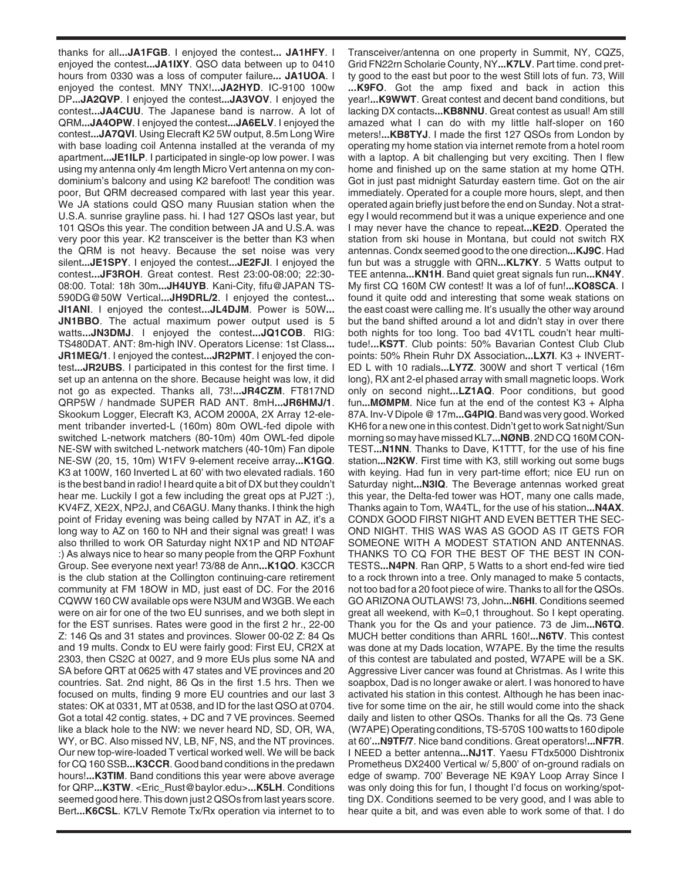thanks for all...**JA1FGB**. I enjoyed the contest... **JA1HFY**. I enjoyed the contest...**JA1IXY**. QSO data between up to 0410 hours from 0330 was a loss of computer failure... **JA1UOA**. I enjoyed the contest. MNY TNX!...**JA2HYD**. IC-9100 100w DP...**JA2QVP**. I enjoyed the contest...**JA3VOV**. I enjoyed the contest...**JA4CUU**. The Japanese band is narrow. A lot of QRM...**JA4OPW**. I enjoyed the contest...**JA6ELV**. I enjoyed the contest...**JA7QVI**. Using Elecraft K2 5W output, 8.5m Long Wire with base loading coil Antenna installed at the veranda of my apartment...**JE1ILP**. I participated in single-op low power. I was using my antenna only 4m length Micro Vert antenna on my condominium's balcony and using K2 barefoot! The condition was poor, But QRM decreased compared with last year this year. We JA stations could QSO many Ruusian station when the U.S.A. sunrise grayline pass. hi. I had 127 QSOs last year, but 101 QSOs this year. The condition between JA and U.S.A. was very poor this year. K2 transceiver is the better than K3 when the QRM is not heavy. Because the set noise was very silent...**JE1SPY**. I enjoyed the contest...**JE2FJI**. I enjoyed the contest...**JF3ROH**. Great contest. Rest 23:00-08:00; 22:30-08:00. Total: 18h 30m...**JH4UYB**. Kani-City, fifu@JAPAN TS-590DG@50W Vertical...**JH9DRL/2**. I enjoyed the contest... **JI1ANI**. I enjoyed the contest...**JL4DJM**. Power is 50W... **JN1BBO**. The actual maximum power output used is 5 watts...**JN3DMJ**. I enjoyed the contest...**JQ1COB**. RIG: TS480DAT. ANT: 8m-high INV. Operators License: 1st Class... **JR1MEG/1**. I enjoyed the contest...**JR2PMT**. I enjoyed the contest...**JR2UBS**. I participated in this contest for the first time. I set up an antenna on the shore. Because height was low, it did not go as expected. Thanks all, 73!...**JR4CZM**. FT817ND QRP5W / handmade SUPER RAD ANT. 8mH...**JR6HMJ/1**. Skookum Logger, Elecraft K3, ACOM 2000A, 2X Array 12-element tribander inverted-L (160m) 80m OWL-fed dipole with switched L-network matchers (80-10m) 40m OWL-fed dipole NE-SW with switched L-network matchers (40-10m) Fan dipole NE-SW (20, 15, 10m) W1FV 9-element receive array...**K1GQ**. K3 at 100W, 160 Inverted L at 60' with two elevated radials. 160 is the best band in radio! I heard quite a bit of DX but they couldn't hear me. Luckily I got a few including the great ops at PJ2T :), KV4FZ, XE2X, NP2J, and C6AGU. Many thanks. I think the high point of Friday evening was being called by N7AT in AZ, it's a long way to AZ on 160 to NH and their signal was great! I was also thrilled to work OR Saturday night NX1P and ND NTØAF :) As always nice to hear so many people from the QRP Foxhunt Group. See everyone next year! 73/88 de Ann...**K1QO**. K3CCR is the club station at the Collington continuing-care retirement community at FM 18OW in MD, just east of DC. For the 2016 CQWW 160 CW available ops were N3UM and W3GB. We each were on air for one of the two EU sunrises, and we both slept in for the EST sunrises. Rates were good in the first 2 hr., 22-00 Z: 146 Qs and 31 states and provinces. Slower 00-02 Z: 84 Qs and 19 mults. Condx to EU were fairly good: First EU, CR2X at 2303, then CS2C at 0027, and 9 more EUs plus some NA and SA before QRT at 0625 with 47 states and VE provinces and 20 countries. Sat. 2nd night, 86 Qs in the first 1.5 hrs. Then we focused on mults, finding 9 more EU countries and our last 3 states: OK at 0331, MT at 0538, and ID for the last QSO at 0704. Got a total 42 contig. states, + DC and 7 VE provinces. Seemed like a black hole to the NW: we never heard ND, SD, OR, WA, WY, or BC. Also missed NV, LB, NF, NS, and the NT provinces. Our new top-wire-loaded T vertical worked well. We will be back for CQ 160 SSB...**K3CCR**. Good band conditions in the predawn hours!...**K3TIM**. Band conditions this year were above average for QRP...**K3TW**. <Eric_Rust@baylor.edu>...**K5LH**. Conditions seemed good here. This down just 2 QSOs from last years score. Bert...**K6CSL**. K7LV Remote Tx/Rx operation via internet to to Transceiver/antenna on one property in Summit, NY, CQZ5, Grid FN22rn Scholarie County, NY...**K7LV**. Part time. cond pretty good to the east but poor to the west Still lots of fun. 73, Will ...**K9FO**. Got the amp fixed and back in action this year!...**K9WWT**. Great contest and decent band conditions, but lacking DX contacts...**KB8NNU**. Great contest as usual! Am still amazed what I can do with my little half-sloper on 160 meters!...**KB8TYJ**. I made the first 127 QSOs from London by operating my home station via internet remote from a hotel room with a laptop. A bit challenging but very exciting. Then I flew home and finished up on the same station at my home QTH. Got in just past midnight Saturday eastern time. Got on the air immediately. Operated for a couple more hours, slept, and then operated again briefly just before the end on Sunday. Not a strategy I would recommend but it was a unique experience and one I may never have the chance to repeat...**KE2D**. Operated the station from ski house in Montana, but could not switch RX antennas. Condx seemed good to the one direction...**KJ9C**. Had fun but was a struggle with QRN...**KL7KY**. 5 Watts output to TEE antenna...**KN1H**. Band quiet great signals fun run...**KN4Y**. My first CQ 160M CW contest! It was a lof of fun!...**KO8SCA**. I found it quite odd and interesting that some weak stations on the east coast were calling me. It's usually the other way around but the band shifted around a lot and didn't stay in over there both nights for too long. Too bad 4V1TL couldn't hear multitude!...**KS7T**. Club points: 50% Bavarian Contest Club Club points: 50% Rhein Ruhr DX Association...**LX7I**. K3 + INVERTED L with 10 radials...**LY7Z**. 300W and short T vertical (16m long), RX ant 2-el phased array with small magnetic loops. Work only on second night...**LZ1AQ**. Poor conditions, but good fun...**MØMPM**. Nice fun at the end of the contest K3 + Alpha 87A. Inv-V Dipole @ 17m...**G4PIQ**. Band was very good. Worked KH6 for a new one in this contest. Didn't get to work Sat night/Sun morning so may have missed KL7...**NØNB**. 2ND CQ 160M CONTEST...**N1NN**. Thanks to Dave, K1TTT, for the use of his fine station...**N2KW**. First time with K3, still working out some bugs with keying. Had fun in very part-time effort; nice EU run on Saturday night...**N3IQ**. The Beverage antennas worked great this year, the Delta-fed tower was HOT, many one calls made, Thanks again to Tom, WA4TL, for the use of his station...**N4AX**. CONDX GOOD FIRST NIGHT AND EVEN BETTER THE SECOND NIGHT. THIS WAS WAS AS GOOD AS IT GETS FOR SOMEONE WITH A MODEST STATION AND ANTENNAS. THANKS TO CQ FOR THE BEST OF THE BEST IN CONTESTS...**N4PN**. Ran QRP, 5 Watts to a short end-fed wire tied to a rock thrown into a tree. Only managed to make 5 contacts, not too bad for a 20 foot piece of wire. Thanks to all for the QSOs. GO ARIZONA OUTLAWS! 73, John...**N6HI**. Conditions seemed great all weekend, with K=0,1 throughout. So I kept operating. Thank you for the Qs and your patience. 73 de Jim...**N6TQ**. MUCH better conditions than ARRL 160!...**N6TV**. This contest was done at my Dads location, W7APE. By the time the results of this contest are tabulated and posted, W7APE will be a SK. Aggressive Liver cancer was found at Christmas. As I write this soapbox, Dad is no longer awake or alert. I was honored to have activated his station in this contest. Although he has been inactive for some time on the air, he still would come into the shack daily and listen to other QSOs. Thanks for all the Qs. 73 Gene (W7APE) Operating conditions, TS-570S 100 watts to 160 dipole at 60'...**N9TF/7**. Nice band conditions. Great operators!...**NF7R**. I NEED a better antenna...**NJ1T**. Yaesu FTdx5000 Dishtronix Prometheus DX2400 Vertical w/ 5,800' of on-ground radials on edge of swamp. 700' Beverage NE K9AY Loop Array Since I was only doing this for fun, I thought I'd focus on working/spotting DX. Conditions seemed to be very good, and I was able to hear quite a bit, and was even able to work some of that. I do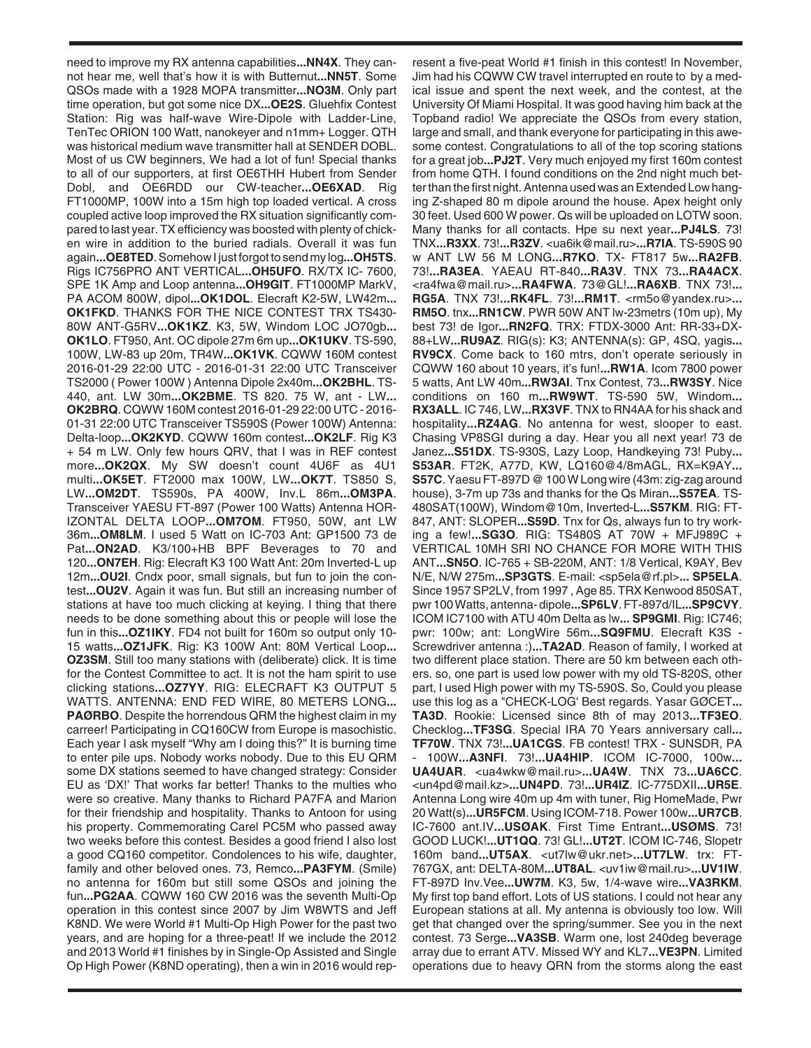need to improve my RX antenna capabilities...**NN4X**. They cannot hear me, well that's how it is with Butternut...**NN5T**. Some QSOs made with a 1928 MOPA transmitter...**NO3M**. Only part time operation, but got some nice DX...**OE2S**. Gluehfix Contest Station: Rig was half-wave Wire-Dipole with Ladder-Line, TenTec ORION 100 Watt, nanokeyer and n1mm+ Logger. QTH was historical medium wave transmitter hall at SENDER DOBL. Most of us CW beginners, We had a lot of fun! Special thanks to all of our supporters, at first OE6THH Hubert from Sender Dobl, and OE6RDD our CW-teacher...**OE6XAD**. Rig FT1000MP, 100W into a 15m high top loaded vertical. A cross coupled active loop improved the RX situation significantly compared to last year. TX efficiency was boosted with plenty of chicken wire in addition to the buried radials. Overall it was fun again...**OE8TED**. Somehow I just forgot to send my log...**OH5TS**. Rigs IC756PRO ANT VERTICAL...**OH5UFO**. RX/TX IC- 7600, SPE 1K Amp and Loop antenna...**OH9GIT**. FT1000MP MarkV, PA ACOM 800W, dipol...**OK1DOL**. Elecraft K2-5W, LW42m...**OK1FKD**. THANKS FOR THE NICE CONTEST TRX TS430-80W ANT-G5RV...**OK1KZ**. K3, 5W, Windom LOC JO70gb...**OK1LO**. FT950, Ant. OC dipole 27m 6m up...**OK1UKV**. TS-590, 100W, LW-83 up 20m, TR4W...**OK1VK**. CQWW 160M contest 2016-01-29 22:00 UTC - 2016-01-31 22:00 UTC Transceiver TS2000 ( Power 100W ) Antenna Dipole 2x40m...**OK2BHL**. TS-440, ant. LW 30m...**OK2BME**. TS 820. 75 W, ant - LW...**OK2BRQ**. CQWW 160M contest 2016-01-29 22:00 UTC - 2016-01-31 22:00 UTC Transceiver TS590S (Power 100W) Antenna: Delta-loop...**OK2KYD**. CQWW 160m contest...**OK2LF**. Rig K3 + 54 m LW. Only few hours QRV, that I was in REF contest more...**OK2QX**. My SW doesn't count 4U6F as 4U1 multi...**OK5ET**. FT2000 max 100W, LW...**OK7T**. TS850 S, LW...**OM2DT**. TS590s, PA 400W, Inv.L 86m...**OM3PA**. Transceiver YAESU FT-897 (Power 100 Watts) Antenna HORIZONTAL DELTA LOOP...**OM7OM**. FT950, 50W, ant LW 36m...**OM8LM**. I used 5 Watt on IC-703 Ant: GP1500 73 de Pat...**ON2AD**. K3/100+HB BPF Beverages to 70 and 120...**ON7EH**. Rig: Elecraft K3 100 Watt Ant: 20m Inverted-L up 12m...**OU2I**. Cndx poor, small signals, but fun to join the contest...**OU2V**. Again it was fun. But still an increasing number of stations at have too much clicking at keying. I thing that there needs to be done something about this or people will lose the fun in this...**OZ1IKY**. FD4 not built for 160m so output only 10-15 watts...**OZ1JFK**. Rig: K3 100W Ant: 80M Vertical Loop...**OZ3SM**. Still too many stations with (deliberate) click. It is time for the Contest Committee to act. It is not the ham spirit to use clicking stations...**OZ7YY**. RIG: ELECRAFT K3 OUTPUT 5 WATTS. ANTENNA: END FED WIRE, 80 METERS LONG...**PAØRBO**. Despite the horrendous QRM the highest claim in my carreer! Participating in CQ160CW from Europe is masochistic. Each year I ask myself "Why am I doing this?" It is burning time to enter pile ups. Nobody works nobody. Due to this EU QRM some DX stations seemed to have changed strategy: Consider EU as 'DX!' That works far better! Thanks to the multies who were so creative. Many thanks to Richard PA7FA and Marion for their friendship and hospitality. Thanks to Antoon for using his property. Commemorating Carel PC5M who passed away two weeks before this contest. Besides a good friend I also lost a good CQ160 competitor. Condolences to his wife, daughter, family and other beloved ones. 73, Remco...**PA3FYM**. (Smile) no antenna for 160m but still some QSOs and joining the fun...**PG2AA**. CQWW 160 CW 2016 was the seventh Multi-Op operation in this contest since 2007 by Jim W8WTS and Jeff K8ND. We were World #1 Multi-Op High Power for the past two years, and are hoping for a three-peat! If we include the 2012 and 2013 World #1 finishes by in Single-Op Assisted and Single Op High Power (K8ND operating), then a win in 2016 would represent a five-peat World #1 finish in this contest! In November, Jim had his CQWW CW travel interrupted en route to by a medical issue and spent the next week, and the contest, at the University Of Miami Hospital. It was good having him back at the Topband radio! We appreciate the QSOs from every station, large and small, and thank everyone for participating in this awesome contest. Congratulations to all of the top scoring stations for a great job...**PJ2T**. Very much enjoyed my first 160m contest from home QTH. I found conditions on the 2nd night much better than the first night. Antenna used was an Extended Low hanging Z-shaped 80 m dipole around the house. Apex height only 30 feet. Used 600 W power. Qs will be uploaded on LOTW soon. Many thanks for all contacts. Hpe su next year...**PJ4LS**. 73! TNX...**R3XX**. 73!...**R3ZV**. <ua6ik@mail.ru>...**R7IA**. TS-590S 90 w ANT LW 56 M LONG...**R7KO**. TX- FT817 5w...**RA2FB**. 73!...**RA3EA**. YAEAU RT-840...**RA3V**. TNX 73...**RA4ACX**. <ra4fwa@mail.ru>...**RA4FWA**. 73@GL!...**RA6XB**. TNX 73!...**RG5A**. TNX 73!...**RK4FL**. 73!...**RM1T**. <rm5o@yandex.ru>...**RM5O**. tnx...**RN1CW**. PWR 50W ANT lw-23metrs (10m up), My best 73! de Igor...**RN2FQ**. TRX: FTDX-3000 Ant: RR-33+DX-88+LW...**RU9AZ**. RIG(s): K3; ANTENNA(s): GP, 4SQ, yagis...**RV9CX**. Come back to 160 mtrs, don't operate seriously in CQWW 160 about 10 years, it's fun!...**RW1A**. Icom 7800 power 5 watts, Ant LW 40m...**RW3AI**. Tnx Contest, 73...**RW3SY**. Nice conditions on 160 m...**RW9WT**. TS-590 5W, Windom...**RX3ALL**. IC 746, LW...**RX3VF**. TNX to RN4AA for his shack and hospitality...**RZ4AG**. No antenna for west, slooper to east. Chasing VP8SGI during a day. Hear you all next year! 73 de Janez...**S51DX**. TS-930S, Lazy Loop, Handkeying 73! Puby...**S53AR**. FT2K, A77D, KW, LQ160@4/8mAGL, RX=K9AY...**S57C**. Yaesu FT-897D @ 100 W Long wire (43m: zig-zag around house), 3-7m up 73s and thanks for the Qs Miran...**S57EA**. TS-480SAT(100W), Windom@10m, Inverted-L...**S57KM**. RIG: FT-847, ANT: SLOPER...**S59D**. Tnx for Qs, always fun to try working a few!...**SG3O**. RIG: TS480S AT 70W + MFJ989C + VERTICAL 10MH SRI NO CHANCE FOR MORE WITH THIS ANT...**SN5O**. IC-765 + SB-220M, ANT: 1/8 Vertical, K9AY, Bev N/E, N/W 275m...**SP3GTS**. E-mail: <sp5ela@rf.pl>... **SP5ELA**. Since 1957 SP2LV, from 1997 , Age 85. TRX Kenwood 850SAT, pwr 100 Watts, antenna- dipole...**SP6LV**. FT-897d/IL...**SP9CVY**. ICOM IC7100 with ATU 40m Delta as lw... **SP9GMI**. Rig: IC746; pwr: 100w; ant: LongWire 56m...**SQ9FMU**. Elecraft K3S - Screwdriver antenna :)...**TA2AD**. Reason of family, I worked at two different place station. There are 50 km between each others. so, one part is used low power with my old TS-820S, other part, I used High power with my TS-590S. So, Could you please use this log as a "CHECK-LOG' Best regards. Yasar GØCET...**TA3D**. Rookie: Licensed since 8th of may 2013...**TF3EO**. Checklog...**TF3SG**. Special IRA 70 Years anniversary call...**TF70W**. TNX 73!...**UA1CGS**. FB contest! TRX - SUNSDR, PA - 100W...**A3NFI**. 73!...**UA4HIP**. ICOM IC-7000, 100w...**UA4UAR**. <ua4wkw@mail.ru>...**UA4W**. TNX 73...**UA6CC**. <un4pd@mail.kz>...**UN4PD**. 73!...**UR4IZ**. IC-775DXII...**UR5E**. Antenna Long wire 40m up 4m with tuner, Rig HomeMade, Pwr 20 Watt(s)...**UR5FCM**. Using ICOM-718. Power 100w...**UR7CB**. IC-7600 ant.IV...**USØAK**. First Time Entrant...**USØMS**. 73! GOOD LUCK!...**UT1QQ**. 73! GL!...**UT2T**. ICOM IC-746, Slopetr 160m band...**UT5AX**. <ut7lw@ukr.net>...**UT7LW**. trx: FT-767GX, ant: DELTA-80M...**UT8AL**. <uv1iw@mail.ru>...**UV1IW**. FT-897D Inv.Vee...**UW7M**. K3, 5w, 1/4-wave wire...**VA3RKM**. My first top band effort. Lots of US stations. I could not hear any European stations at all. My antenna is obviously too low. Will get that changed over the spring/summer. See you in the next contest. 73 Serge...**VA3SB**. Warm one, lost 240deg beverage array due to errant ATV. Missed WY and KL7...**VE3PN**. Limited operations due to heavy QRN from the storms along the east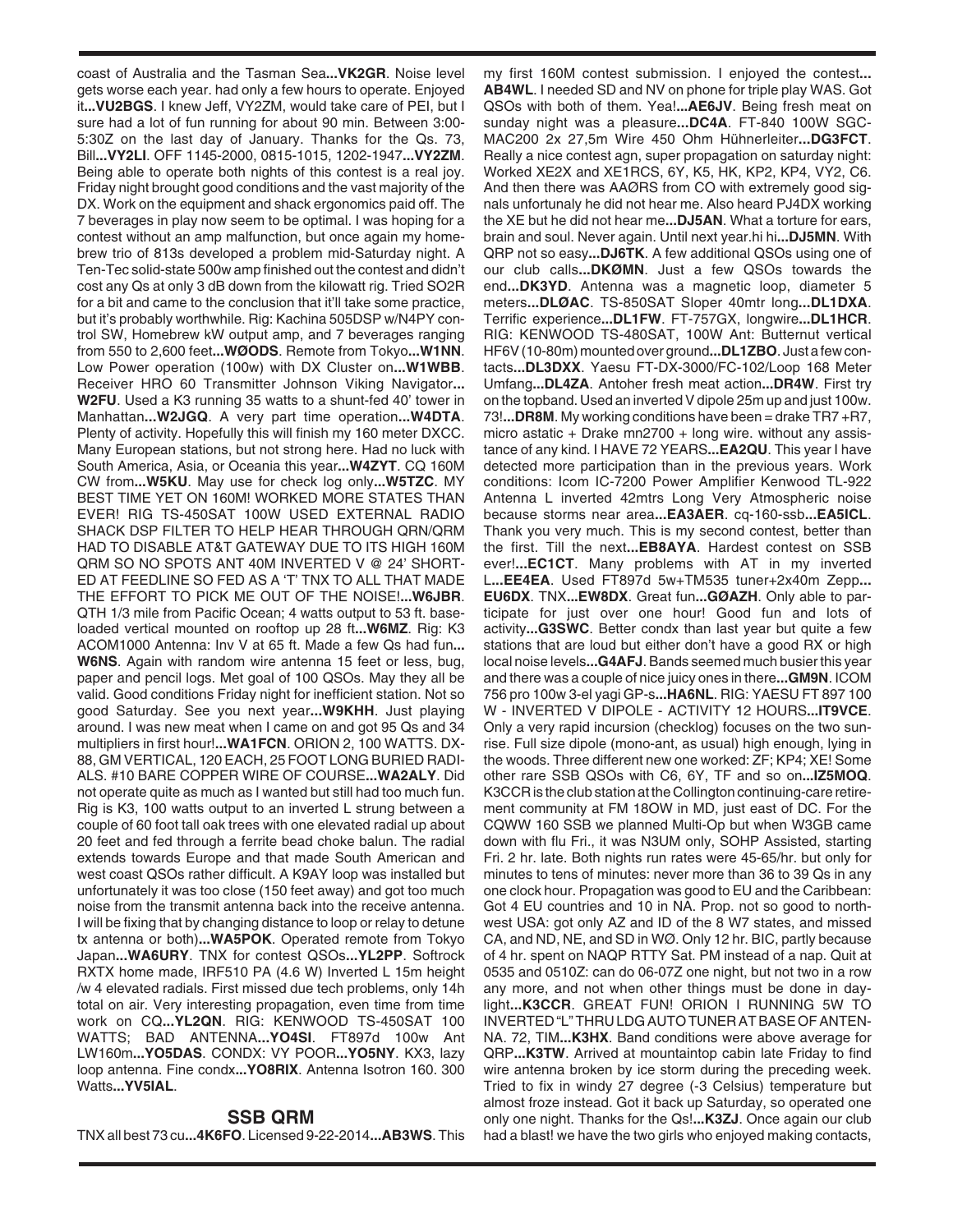coast of Australia and the Tasman Sea**...VK2GR**. Noise level gets worse each year. had only a few hours to operate. Enjoyed it**...VU2BGS**. I knew Jeff, VY2ZM, would take care of PEI, but I sure had a lot of fun running for about 90 min. Between 3:00-5:30Z on the last day of January. Thanks for the Qs. 73, Bill**...VY2LI**. OFF 1145-2000, 0815-1015, 1202-1947**...VY2ZM**. Being able to operate both nights of this contest is a real joy. Friday night brought good conditions and the vast majority of the DX. Work on the equipment and shack ergonomics paid off. The 7 beverages in play now seem to be optimal. I was hoping for a contest without an amp malfunction, but once again my homebrew trio of 813s developed a problem mid-Saturday night. A Ten-Tec solid-state 500w amp finished out the contest and didn't cost any Qs at only 3 dB down from the kilowatt rig. Tried SO2R for a bit and came to the conclusion that it'll take some practice, but it's probably worthwhile. Rig: Kachina 505DSP w/N4PY control SW, Homebrew kW output amp, and 7 beverages ranging from 550 to 2,600 feet**...WØODS**. Remote from Tokyo**...W1NN**. Low Power operation (100w) with DX Cluster on**...W1WBB**. Receiver HRO 60 Transmitter Johnson Viking Navigator**...W2FU**. Used a K3 running 35 watts to a shunt-fed 40' tower in Manhattan**...W2JGQ**. A very part time operation**...W4DTA**. Plenty of activity. Hopefully this will finish my 160 meter DXCC. Many European stations, but not strong here. Had no luck with South America, Asia, or Oceania this year**...W4ZYT**. CQ 160M CW from**...W5KU**. May use for check log only**...W5TZC**. MY BEST TIME YET ON 160M! WORKED MORE STATES THAN EVER! RIG TS-450SAT 100W USED EXTERNAL RADIO SHACK DSP FILTER TO HELP HEAR THROUGH QRN/QRM HAD TO DISABLE AT&T GATEWAY DUE TO ITS HIGH 160M QRM SO NO SPOTS ANT 40M INVERTED V @ 24' SHORTED AT FEEDLINE SO FED AS A 'T' TNX TO ALL THAT MADE THE EFFORT TO PICK ME OUT OF THE NOISE!**...W6JBR**. QTH 1/3 mile from Pacific Ocean; 4 watts output to 53 ft. base-loaded vertical mounted on rooftop up 28 ft**...W6MZ**. Rig: K3 ACOM1000 Antenna: Inv V at 65 ft. Made a few Qs had fun**...W6NS**. Again with random wire antenna 15 feet or less, bug, paper and pencil logs. Met goal of 100 QSOs. May they all be valid. Good conditions Friday night for inefficient station. Not so good Saturday. See you next year**...W9KHH**. Just playing around. I was new meat when I came on and got 95 Qs and 34 multipliers in first hour!**...WA1FCN**. ORION 2, 100 WATTS. DX-88, GM VERTICAL, 120 EACH, 25 FOOT LONG BURIED RADIALS. #10 BARE COPPER WIRE OF COURSE**...WA2ALY**. Did not operate quite as much as I wanted but still had too much fun. Rig is K3, 100 watts output to an inverted L strung between a couple of 60 foot tall oak trees with one elevated radial up about 20 feet and fed through a ferrite bead choke balun. The radial extends towards Europe and that made South American and west coast QSOs rather difficult. A K9AY loop was installed but unfortunately it was too close (150 feet away) and got too much noise from the transmit antenna back into the receive antenna. I will be fixing that by changing distance to loop or relay to detune tx antenna or both)**...WA5POK**. Operated remote from Tokyo Japan**...WA6URY**. TNX for contest QSOs**...YL2PP**. Softrock RXTX home made, IRF510 PA (4.6 W) Inverted L 15m height /w 4 elevated radials. First missed due tech problems, only 14h total on air. Very interesting propagation, even time from time work on CQ**...YL2QN**. RIG: KENWOOD TS-450SAT 100 WATTS; BAD ANTENNA**...YO4SI**. FT897d 100w Ant LW160m**...YO5DAS**. CONDX: VY POOR**...YO5NY**. KX3, lazy loop antenna. Fine condx**...YO8RIX**. Antenna Isotron 160. 300 Watts**...YV5IAL**.

## SSB QRM

TNX all best 73 cu**...4K6FO**. Licensed 9-22-2014**...AB3WS**. This my first 160M contest submission. I enjoyed the contest**...AB4WL**. I needed SD and NV on phone for triple play WAS. Got QSOs with both of them. Yea!**...AE6JV**. Being fresh meat on sunday night was a pleasure**...DC4A**. FT-840 100W SGC-MAC200 2x 27,5m Wire 450 Ohm Hühnerleiter**...DG3FCT**. Really a nice contest agn, super propagation on saturday night: Worked XE2X and XE1RCS, 6Y, K5, HK, KP2, KP4, VY2, C6. And then there was AAØRS from CO with extremely good signals unfortunaly he did not hear me. Also heard PJ4DX working the XE but he did not hear me**...DJ5AN**. What a torture for ears, brain and soul. Never again. Until next year.hi hi**...DJ5MN**. With QRP not so easy**...DJ6TK**. A few additional QSOs using one of our club calls**...DKØMN**. Just a few QSOs towards the end**...DK3YD**. Antenna was a magnetic loop, diameter 5 meters**...DLØAC**. TS-850SAT Sloper 40mtr long**...DL1DXA**. Terrific experience**...DL1FW**. FT-757GX, longwire**...DL1HCR**. RIG: KENWOOD TS-480SAT, 100W Ant: Butternut vertical HF6V (10-80m) mounted over ground**...DL1ZBO**. Just a few contacts**...DL3DXX**. Yaesu FT-DX-3000/FC-102/Loop 168 Meter Umfang**...DL4ZA**. Antoher fresh meat action**...DR4W**. First try on the topband. Used an inverted V dipole 25m up and just 100w. 73!**...DR8M**. My working conditions have been = drake TR7 +R7, micro astatic + Drake mn2700 + long wire. without any assistance of any kind. I HAVE 72 YEARS**...EA2QU**. This year I have detected more participation than in the previous years. Work conditions: Icom IC-7200 Power Amplifier Kenwood TL-922 Antenna L inverted 42mtrs Long Very Atmospheric noise because storms near area**...EA3AER**. cq-160-ssb**...EA5ICL**. Thank you very much. This is my second contest, better than the first. Till the next**...EB8AYA**. Hardest contest on SSB ever!**...EC1CT**. Many problems with AT in my inverted L**...EE4EA**. Used FT897d 5w+TM535 tuner+2x40m Zepp**...EU6DX**. TNX**...EW8DX**. Great fun**...GØAZH**. Only able to participate for just over one hour! Good fun and lots of activity**...G3SWC**. Better condx than last year but quite a few stations that are loud but either don't have a good RX or high local noise levels**...G4AFJ**. Bands seemed much busier this year and there was a couple of nice juicy ones in there**...GM9N**. ICOM 756 pro 100w 3-el yagi GP-s**...HA6NL**. RIG: YAESU FT 897 100 W - INVERTED V DIPOLE - ACTIVITY 12 HOURS**...IT9VCE**. Only a very rapid incursion (checklog) focuses on the two sunrise. Full size dipole (mono-ant, as usual) high enough, lying in the woods. Three different new one worked: ZF; KP4; XE! Some other rare SSB QSOs with C6, 6Y, TF and so on**...IZ5MOQ**. K3CCR is the club station at the Collington continuing-care retirement community at FM 18OW in MD, just east of DC. For the CQWW 160 SSB we planned Multi-Op but when W3GB came down with flu Fri., it was N3UM only, SOHP Assisted, starting Fri. 2 hr. late. Both nights run rates were 45-65/hr. but only for minutes to tens of minutes: never more than 36 to 39 Qs in any one clock hour. Propagation was good to EU and the Caribbean: Got 4 EU countries and 10 in NA. Prop. not so good to northwest USA: got only AZ and ID of the 8 W7 states, and missed CA, and ND, NE, and SD in WØ. Only 12 hr. BIC, partly because of 4 hr. spent on NAQP RTTY Sat. PM instead of a nap. Quit at 0535 and 0510Z: can do 06-07Z one night, but not two in a row any more, and not when other things must be done in daylight**...K3CCR**. GREAT FUN! ORION I RUNNING 5W TO INVERTED "L" THRU LDG AUTO TUNER AT BASE OF ANTENNA. 72, TIM**...K3HX**. Band conditions were above average for QRP**...K3TW**. Arrived at mountaintop cabin late Friday to find wire antenna broken by ice storm during the preceding week. Tried to fix in windy 27 degree (-3 Celsius) temperature but almost froze instead. Got it back up Saturday, so operated one only one night. Thanks for the Qs!**...K3ZJ**. Once again our club had a blast! we have the two girls who enjoyed making contacts,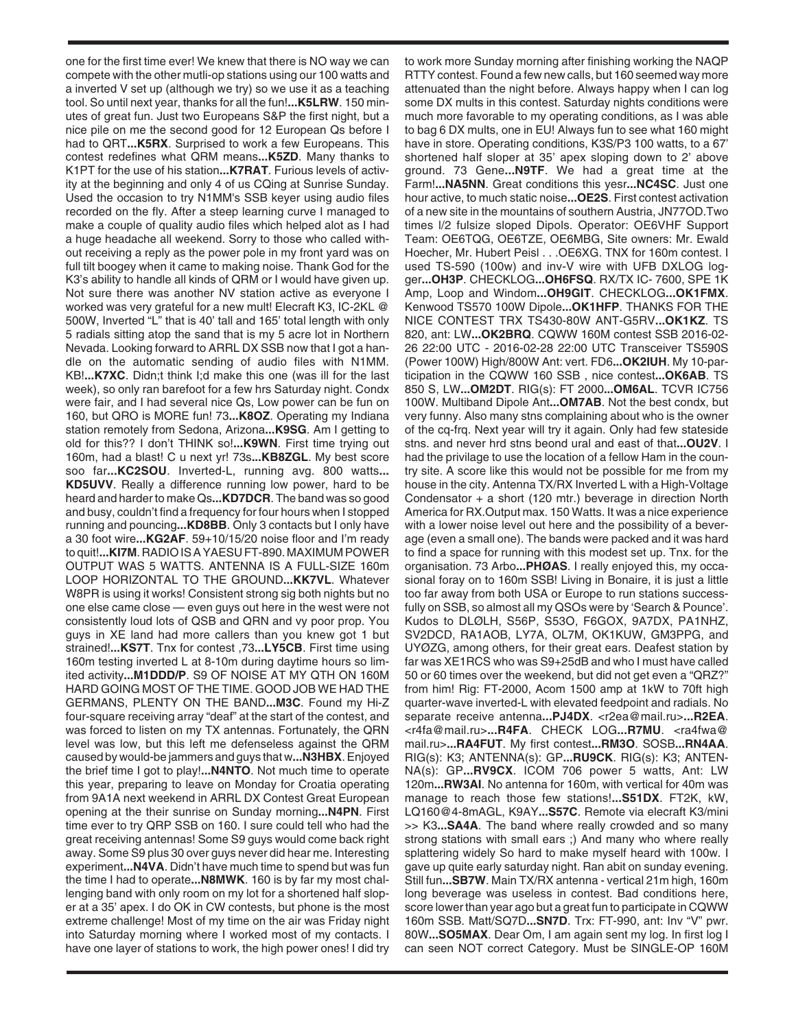one for the first time ever! We knew that there is NO way we can compete with the other mutli-op stations using our 100 watts and a inverted V set up (although we try) so we use it as a teaching tool. So until next year, thanks for all the fun!**...K5LRW**. 150 minutes of great fun. Just two Europeans S&P the first night, but a nice pile on me the second good for 12 European Qs before I had to QRT**...K5RX**. Surprised to work a few Europeans. This contest redefines what QRM means**...K5ZD**. Many thanks to K1PT for the use of his station**...K7RAT**. Furious levels of activity at the beginning and only 4 of us CQing at Sunrise Sunday. Used the occasion to try N1MM's SSB keyer using audio files recorded on the fly. After a steep learning curve I managed to make a couple of quality audio files which helped alot as I had a huge headache all weekend. Sorry to those who called without receiving a reply as the power pole in my front yard was on full tilt boogey when it came to making noise. Thank God for the K3's ability to handle all kinds of QRM or I would have given up. Not sure there was another NV station active as everyone I worked was very grateful for a new mult! Elecraft K3, IC-2KL @ 500W, Inverted "L" that is 40' tall and 165' total length with only 5 radials sitting atop the sand that is my 5 acre lot in Northern Nevada. Looking forward to ARRL DX SSB now that I got a handle on the automatic sending of audio files with N1MM. KB!**...K7XC**. Didn;t think I;d make this one (was ill for the last week), so only ran barefoot for a few hrs Saturday night. Condx were fair, and I had several nice Qs, Low power can be fun on 160, but QRO is MORE fun! 73**...K8OZ**. Operating my Indiana station remotely from Sedona, Arizona**...K9SG**. Am I getting to old for this?? I don't THINK so!**...K9WN**. First time trying out 160m, had a blast! C u next yr! 73s**...KB8ZGL**. My best score soo far**...KC2SOU**. Inverted-L, running avg. 800 watts**... KD5UVV**. Really a difference running low power, hard to be heard and harder to make Qs**...KD7DCR**. The band was so good and busy, couldn't find a frequency for four hours when I stopped running and pouncing**...KD8BB**. Only 3 contacts but I only have a 30 foot wire**...KG2AF**. 59+10/15/20 noise floor and I'm ready to quit!**...KI7M**. RADIO IS A YAESU FT-890. MAXIMUM POWER OUTPUT WAS 5 WATTS. ANTENNA IS A FULL-SIZE 160m LOOP HORIZONTAL TO THE GROUND**...KK7VL**. Whatever W8PR is using it works! Consistent strong sig both nights but no one else came close — even guys out here in the west were not consistently loud lots of QSB and QRN and vy poor prop. You guys in XE land had more callers than you knew got 1 but strained!**...KS7T**. Tnx for contest ,73**...LY5CB**. First time using 160m testing inverted L at 8-10m during daytime hours so limited activity**...M1DDD/P**. S9 OF NOISE AT MY QTH ON 160M HARD GOING MOST OF THE TIME. GOOD JOB WE HAD THE GERMANS, PLENTY ON THE BAND**...M3C**. Found my Hi-Z four-square receiving array "deaf" at the start of the contest, and was forced to listen on my TX antennas. Fortunately, the QRN level was low, but this left me defenseless against the QRM caused by would-be jammers and guys that w**...N3HBX**. Enjoyed the brief time I got to play!**...N4NTO**. Not much time to operate this year, preparing to leave on Monday for Croatia operating from 9A1A next weekend in ARRL DX Contest Great European opening at the their sunrise on Sunday morning**...N4PN**. First time ever to try QRP SSB on 160. I sure could tell who had the great receiving antennas! Some S9 guys would come back right away. Some S9 plus 30 over guys never did hear me. Interesting experiment**...N4VA**. Didn't have much time to spend but was fun the time I had to operate**...N8MWK**. 160 is by far my most challenging band with only room on my lot for a shortened half sloper at a 35' apex. I do OK in CW contests, but phone is the most extreme challenge! Most of my time on the air was Friday night into Saturday morning where I worked most of my contacts. I have one layer of stations to work, the high power ones! I did try to work more Sunday morning after finishing working the NAQP RTTY contest. Found a few new calls, but 160 seemed way more attenuated than the night before. Always happy when I can log some DX mults in this contest. Saturday nights conditions were much more favorable to my operating conditions, as I was able to bag 6 DX mults, one in EU! Always fun to see what 160 might have in store. Operating conditions, K3S/P3 100 watts, to a 67' shortened half sloper at 35' apex sloping down to 2' above ground. 73 Gene**...N9TF**. We had a great time at the Farm!**...NA5NN**. Great conditions this yesr**...NC4SC**. Just one hour active, to much static noise**...OE2S**. First contest activation of a new site in the mountains of southern Austria, JN77OD.Two times l/2 fulsize sloped Dipols. Operator: OE6VHF Support Team: OE6TQG, OE6TZE, OE6MBG, Site owners: Mr. Ewald Hoecher, Mr. Hubert Peisl . . .OE6XG. TNX for 160m contest. I used TS-590 (100w) and inv-V wire with UFB DXLOG logger**...OH3P**. CHECKLOG**...OH6FSQ**. RX/TX IC- 7600, SPE 1K Amp, Loop and Windom**...OH9GIT**. CHECKLOG**...OK1FMX**. Kenwood TS570 100W Dipole**...OK1HFP**. THANKS FOR THE NICE CONTEST TRX TS430-80W ANT-G5RV**...OK1KZ**. TS 820, ant: LW**...OK2BRQ**. CQWW 160M contest SSB 2016-02-26 22:00 UTC - 2016-02-28 22:00 UTC Transceiver TS590S (Power 100W) High/800W Ant: vert. FD6**...OK2IUH**. My 10-participation in the CQWW 160 SSB , nice contest**...OK6AB**. TS 850 S, LW**...OM2DT**. RIG(s): FT 2000**...OM6AL**. TCVR IC756 100W. Multiband Dipole Ant**...OM7AB**. Not the best condx, but very funny. Also many stns complaining about who is the owner of the cq-frq. Next year will try it again. Only had few stateside stns. and never hrd stns beond ural and east of that**...OU2V**. I had the privilage to use the location of a fellow Ham in the country site. A score like this would not be possible for me from my house in the city. Antenna TX/RX Inverted L with a High-Voltage Condensator + a short (120 mtr.) beverage in direction North America for RX.Output max. 150 Watts. It was a nice experience with a lower noise level out here and the possibility of a beverage (even a small one). The bands were packed and it was hard to find a space for running with this modest set up. Tnx. for the organisation. 73 Arbo**...PHØAS**. I really enjoyed this, my occasional foray on to 160m SSB! Living in Bonaire, it is just a little too far away from both USA or Europe to run stations successfully on SSB, so almost all my QSOs were by 'Search & Pounce'. Kudos to DLØLH, S56P, S53O, F6GOX, 9A7DX, PA1NHZ, SV2DCD, RA1AOB, LY7A, OL7M, OK1KUW, GM3PPG, and UYØZG, among others, for their great ears. Deafest station by far was XE1RCS who was S9+25dB and who I must have called 50 or 60 times over the weekend, but did not get even a "QRZ?" from him! Rig: FT-2000, Acom 1500 amp at 1kW to 70ft high quarter-wave inverted-L with elevated feedpoint and radials. No separate receive antenna**...PJ4DX**. <r2ea@mail.ru>**...R2EA**. <r4fa@mail.ru>**...R4FA**. CHECK LOG**...R7MU**. <ra4fwa@mail.ru>**...RA4FUT**. My first contest**...RM3O**. SOSB**...RN4AA**. RIG(s): K3; ANTENNA(s): GP**...RU9CK**. RIG(s): K3; ANTENNA(s): GP**...RV9CX**. ICOM 706 power 5 watts, Ant: LW 120m**...RW3AI**. No antenna for 160m, with vertical for 40m was manage to reach those few stations!**...S51DX**. FT2K, kW, LQ160@4-8mAGL, K9AY**...S57C**. Remote via elecraft K3/mini >> K3**...SA4A**. The band where really crowded and so many strong stations with small ears ;) And many who where really splattering widely So hard to make myself heard with 100w. I gave up quite early saturday night. Ran abit on sunday evening. Still fun**...SB7W**. Main TX/RX antenna - vertical 21m high, 160m long beverage was useless in contest. Bad conditions here, score lower than year ago but a great fun to participate in CQWW 160m SSB. Matt/SQ7D**...SN7D**. Trx: FT-990, ant: Inv "V" pwr. 80W**...SO5MAX**. Dear Om, I am again sent my log. In first log I can seen NOT correct Category. Must be SINGLE-OP 160M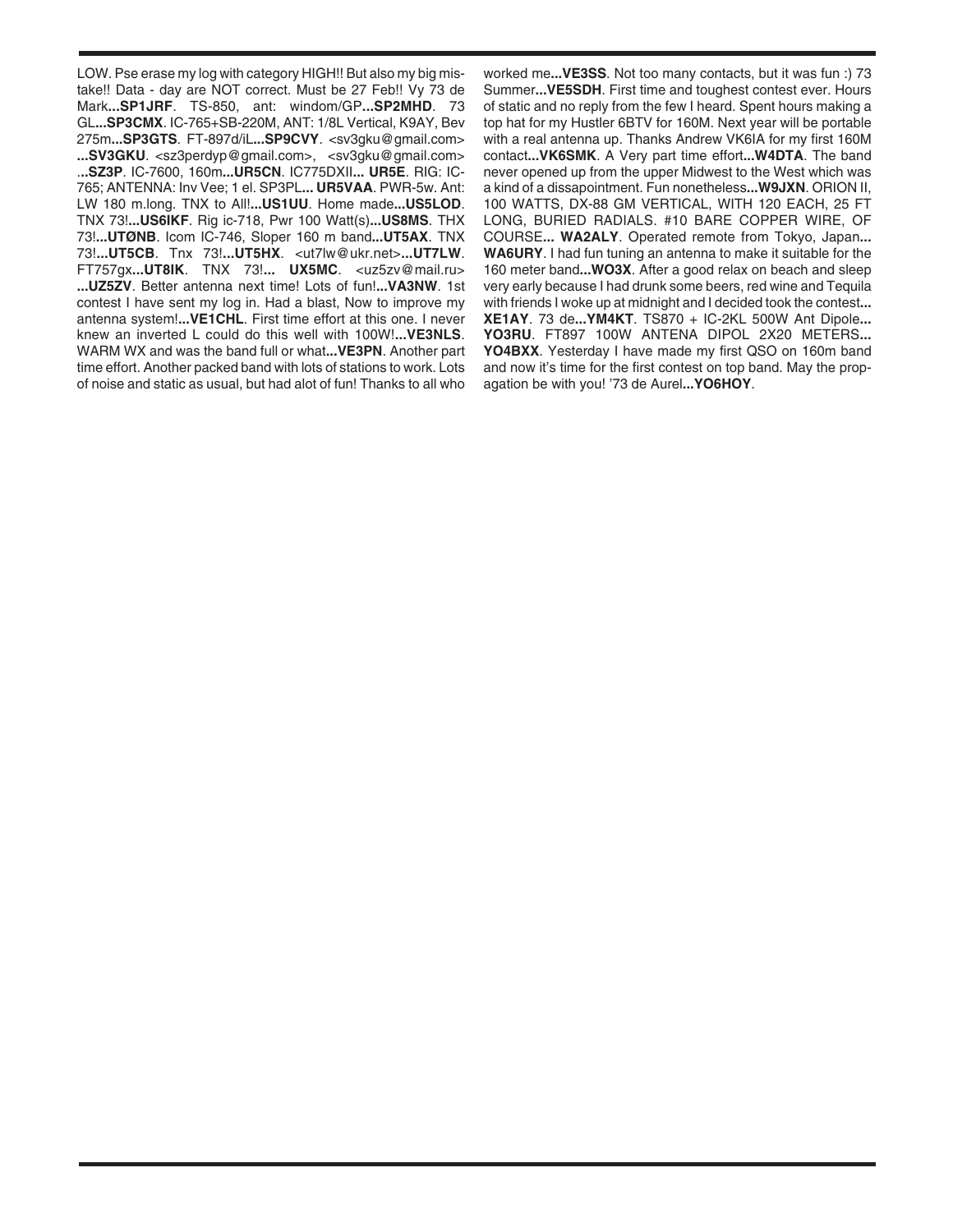LOW. Pse erase my log with category HIGH!! But also my big mistake!! Data - day are NOT correct. Must be 27 Feb!! Vy 73 de Mark**...SP1JRF**. TS-850, ant: windom/GP**...SP2MHD**. 73 GL**...SP3CMX**. IC-765+SB-220M, ANT: 1/8L Vertical, K9AY, Bev 275m**...SP3GTS**. FT-897d/iL**...SP9CVY**. <sv3gku@gmail.com> **...SV3GKU**. <sz3perdyp@gmail.com>, <sv3gku@gmail.com> **...SZ3P**. IC-7600, 160m**...UR5CN**. IC775DXII**... UR5E**. RIG: IC-765; ANTENNA: Inv Vee; 1 el. SP3PL**... UR5VAA**. PWR-5w. Ant: LW 180 m.long. TNX to All!**...US1UU**. Home made**...US5LOD**. TNX 73!**...US6IKF**. Rig ic-718, Pwr 100 Watt(s)**...US8MS**. THX 73!**...UTØNB**. Icom IC-746, Sloper 160 m band**...UT5AX**. TNX 73!**...UT5CB**. Tnx 73!**...UT5HX**. <ut7lw@ukr.net>**...UT7LW**. FT757gx**...UT8IK**. TNX 73!**... UX5MC**. <uz5zv@mail.ru> **...UZ5ZV**. Better antenna next time! Lots of fun!**...VA3NW**. 1st contest I have sent my log in. Had a blast, Now to improve my antenna system!**...VE1CHL**. First time effort at this one. I never knew an inverted L could do this well with 100W!**...VE3NLS**. WARM WX and was the band full or what**...VE3PN**. Another part time effort. Another packed band with lots of stations to work. Lots of noise and static as usual, but had alot of fun! Thanks to all who worked me**...VE3SS**. Not too many contacts, but it was fun :) 73 Summer**...VE5SDH**. First time and toughest contest ever. Hours of static and no reply from the few I heard. Spent hours making a top hat for my Hustler 6BTV for 160M. Next year will be portable with a real antenna up. Thanks Andrew VK6IA for my first 160M contact**...VK6SMK**. A Very part time effort**...W4DTA**. The band never opened up from the upper Midwest to the West which was a kind of a dissapointment. Fun nonetheless**...W9JXN**. ORION II, 100 WATTS, DX-88 GM VERTICAL, WITH 120 EACH, 25 FT LONG, BURIED RADIALS. #10 BARE COPPER WIRE, OF COURSE**... WA2ALY**. Operated remote from Tokyo, Japan**... WA6URY**. I had fun tuning an antenna to make it suitable for the 160 meter band**...WO3X**. After a good relax on beach and sleep very early because I had drunk some beers, red wine and Tequila with friends I woke up at midnight and I decided took the contest**... XE1AY**. 73 de**...YM4KT**. TS870 + IC-2KL 500W Ant Dipole**... YO3RU**. FT897 100W ANTENA DIPOL 2X20 METERS**... YO4BXX**. Yesterday I have made my first QSO on 160m band and now it's time for the first contest on top band. May the propagation be with you! '73 de Aurel**...YO6HOY**.